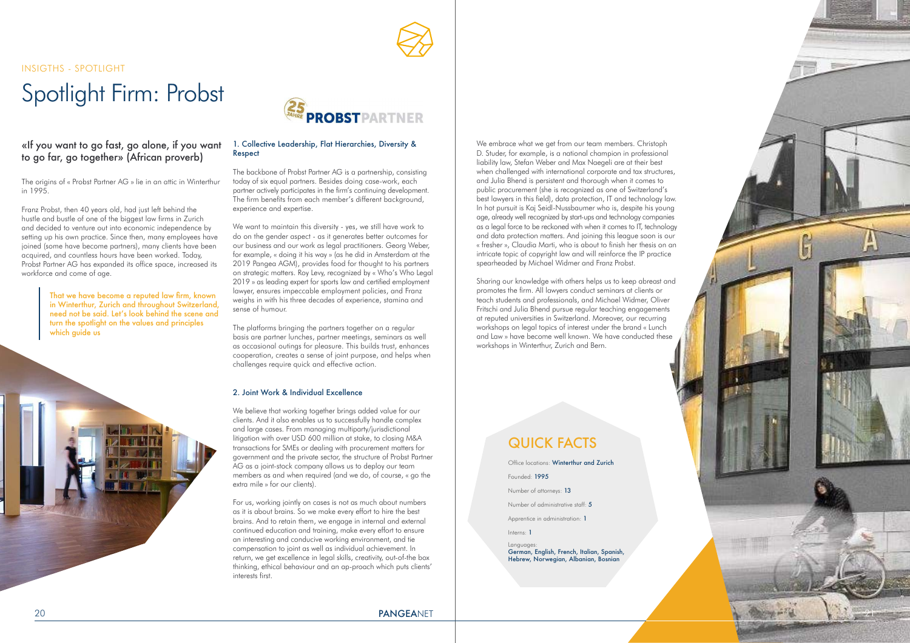INSIGTHS - SPOTLIGHT

# Spotlight Firm: Probst

## «If you want to go fast, go alone, if you want to go far, go together» (African proverb)

The origins of « Probst Partner AG » lie in an attic in Winterthur in 1995.

Franz Probst, then 40 years old, had just left behind the hustle and bustle of one of the biggest law firms in Zurich and decided to venture out into economic independence by setting up his own practice. Since then, many employees have joined (some have become partners), many clients have been acquired, and countless hours have been worked. Today, Probst Partner AG has expanded its office space, increased its workforce and come of age.

> That we have become a reputed law firm, known in Winterthur, Zurich and throughout Switzerland, need not be said. Let's look behind the scene and turn the spotlight on the values and principles which guide us

### 1. Collective Leadership, Flat Hierarchies, Diversity & Respect

The backbone of Probst Partner AG is a partnership, consisting today of six equal partners. Besides doing case-work, each partner actively participates in the firm's continuing development. The firm benefits from each member's different background, experience and expertise.

We want to maintain this diversity - yes, we still have work to do on the gender aspect - as it generates better outcomes for our business and our work as legal practitioners. Georg Weber, for example, « doing it his way » (as he did in Amsterdam at the 2019 Pangea AGM), provides food for thought to his partners on strategic matters. Roy Levy, recognized by « Who's Who Legal 2019 » as leading expert for sports law and certified employment lawyer, ensures impeccable employment policies, and Franz weighs in with his three decades of experience, stamina and sense of humour.

The platforms bringing the partners together on a regular basis are partner lunches, partner meetings, seminars as well as occasional outings for pleasure. This builds trust, enhances cooperation, creates a sense of joint purpose, and helps when challenges require quick and effective action.

### 2. Joint Work & Individual Excellence

We believe that working together brings added value for our clients. And it also enables us to successfully handle complex and large cases. From managing multiparty/jurisdictional litigation with over USD 600 million at stake, to closing M&A transactions for SMEs or dealing with procurement matters for government and the private sector, the structure of Probst Partner AG as a joint-stock company allows us to deploy our team members as and when required (and we do, of course, « go the extra mile » for our clients).

For us, working jointly on cases is not as much about numbers as it is about brains. So we make every effort to hire the best brains. And to retain them, we engage in internal and external continued education and training, make every effort to ensure an interesting and conducive working environment, and tie compensation to joint as well as individual achievement. In return, we get excellence in legal skills, creativity, out-of-the box thinking, ethical behaviour and an ap-proach which puts clients' interests first.

We embrace what we get from our team members. Christoph D. Studer, for example, is a national champion in professional liability law, Stefan Weber and Max Naegeli are at their best when challenged with international corporate and tax structures, and Julia Bhend is persistent and thorough when it comes to public procurement (she is recognized as one of Switzerland's best lawyers in this field), data protection, IT and technology law. In hot pursuit is Kaj Seidl-Nussbaumer who is, despite his young age, already well recognized by start-ups and technology companies as a legal force to be reckoned with when it comes to IT, technology and data protection matters. And joining this league soon is our « fresher », Claudia Marti, who is about to finish her thesis on an intricate topic of copyright law and will reinforce the IP practice spearheaded by Michael Widmer and Franz Probst.

Sharing our knowledge with others helps us to keep abreast and promotes the firm. All lawyers conduct seminars at clients or teach students and professionals, and Michael Widmer, Oliver Fritschi and Julia Bhend pursue regular teaching engagements at reputed universities in Switzerland. Moreover, our recurring workshops on legal topics of interest under the brand « Lunch and Law » have become well known. We have conducted these workshops in Winterthur, Zurich and Bern.

## QUICK FACTS

Office locations: **Winterthur and Zurich**

Founded: **1995**

Number of attorneys: **13**

Number of administrative staff: **5**

Apprentice in administration: **1**

Interns: **1**

Languages:
**German, English, French, Italian, Spanish, Hebrew, Norwegian, Albanian, Bosnian**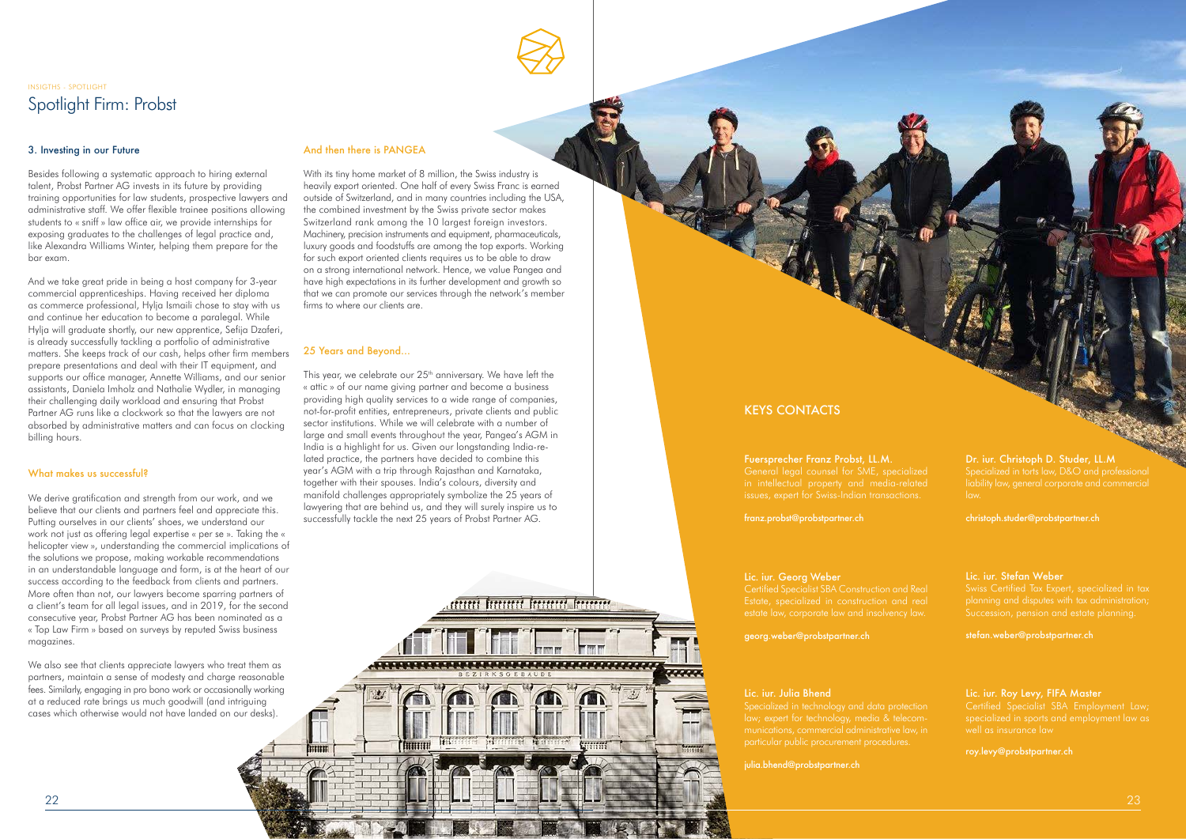INSIGTHS - SPOTLIGHT

# Spotlight Firm: Probst

### 3. Investing in our Future

Besides following a systematic approach to hiring external talent, Probst Partner AG invests in its future by providing training opportunities for law students, prospective lawyers and administrative staff. We offer flexible trainee positions allowing students to « sniff » law office air, we provide internships for exposing graduates to the challenges of legal practice and, like Alexandra Williams Winter, helping them prepare for the bar exam.

And we take great pride in being a host company for 3-year commercial apprenticeships. Having received her diploma as commerce professional, Hylja Ismaili chose to stay with us and continue her education to become a paralegal. While Hylja will graduate shortly, our new apprentice, Sefija Dzaferi, is already successfully tackling a portfolio of administrative matters. She keeps track of our cash, helps other firm members prepare presentations and deal with their IT equipment, and supports our office manager, Annette Williams, and our senior assistants, Daniela Imholz and Nathalie Wydler, in managing their challenging daily workload and ensuring that Probst Partner AG runs like a clockwork so that the lawyers are not absorbed by administrative matters and can focus on clocking billing hours.

### What makes us successful?

We derive gratification and strength from our work, and we believe that our clients and partners feel and appreciate this. Putting ourselves in our clients' shoes, we understand our work not just as offering legal expertise « per se ». Taking the « helicopter view », understanding the commercial implications of the solutions we propose, making workable recommendations in an understandable language and form, is at the heart of our success according to the feedback from clients and partners. More often than not, our lawyers become sparring partners of a client's team for all legal issues, and in 2019, for the second consecutive year, Probst Partner AG has been nominated as a « Top Law Firm » based on surveys by reputed Swiss business magazines.

We also see that clients appreciate lawyers who treat them as partners, maintain a sense of modesty and charge reasonable fees. Similarly, engaging in pro bono work or occasionally working at a reduced rate brings us much goodwill (and intriguing cases which otherwise would not have landed on our desks).

### And then there is PANGEA

With its tiny home market of 8 million, the Swiss industry is heavily export oriented. One half of every Swiss Franc is earned outside of Switzerland, and in many countries including the USA, the combined investment by the Swiss private sector makes Switzerland rank among the 10 largest foreign investors. Machinery, precision instruments and equipment, pharmaceuticals, luxury goods and foodstuffs are among the top exports. Working for such export oriented clients requires us to be able to draw on a strong international network. Hence, we value Pangea and have high expectations in its further development and growth so that we can promote our services through the network's member firms to where our clients are.

### 25 Years and Beyond...

This year, we celebrate our 25th anniversary. We have left the « attic » of our name giving partner and become a business providing high quality services to a wide range of companies, not-for-profit entities, entrepreneurs, private clients and public sector institutions. While we will celebrate with a number of large and small events throughout the year, Pangea's AGM in India is a highlight for us. Given our longstanding India-related practice, the partners have decided to combine this year's AGM with a trip through Rajasthan and Karnataka, together with their spouses. India's colours, diversity and manifold challenges appropriately symbolize the 25 years of lawyering that are behind us, and they will surely inspire us to successfully tackle the next 25 years of Probst Partner AG.

## KEYS CONTACTS

**Fuersprecher Franz Probst, LL.M.**
General legal counsel for SME, specialized in intellectual property and media-related issues, expert for Swiss-Indian transactions.

franz.probst@probstpartner.ch

**Dr. iur. Christoph D. Studer, LL.M**
Specialized in torts law, D&O and professional liability law, general corporate and commercial law.

christoph.studer@probstpartner.ch

**Lic. iur. Georg Weber**
Certified Specialist SBA Construction and Real Estate, specialized in construction and real estate law, corporate law and insolvency law.

georg.weber@probstpartner.ch

**Lic. iur. Stefan Weber**
Swiss Certified Tax Expert, specialized in tax planning and disputes with tax administration; Succession, pension and estate planning.

stefan.weber@probstpartner.ch

**Lic. iur. Julia Bhend**
Specialized in technology and data protection law; expert for technology, media & telecommunications, commercial administrative law, in particular public procurement procedures.

julia.bhend@probstpartner.ch

**Lic. iur. Roy Levy, FIFA Master**
Certified Specialist SBA Employment Law; specialized in sports and employment law as well as insurance law

roy.levy@probstpartner.ch